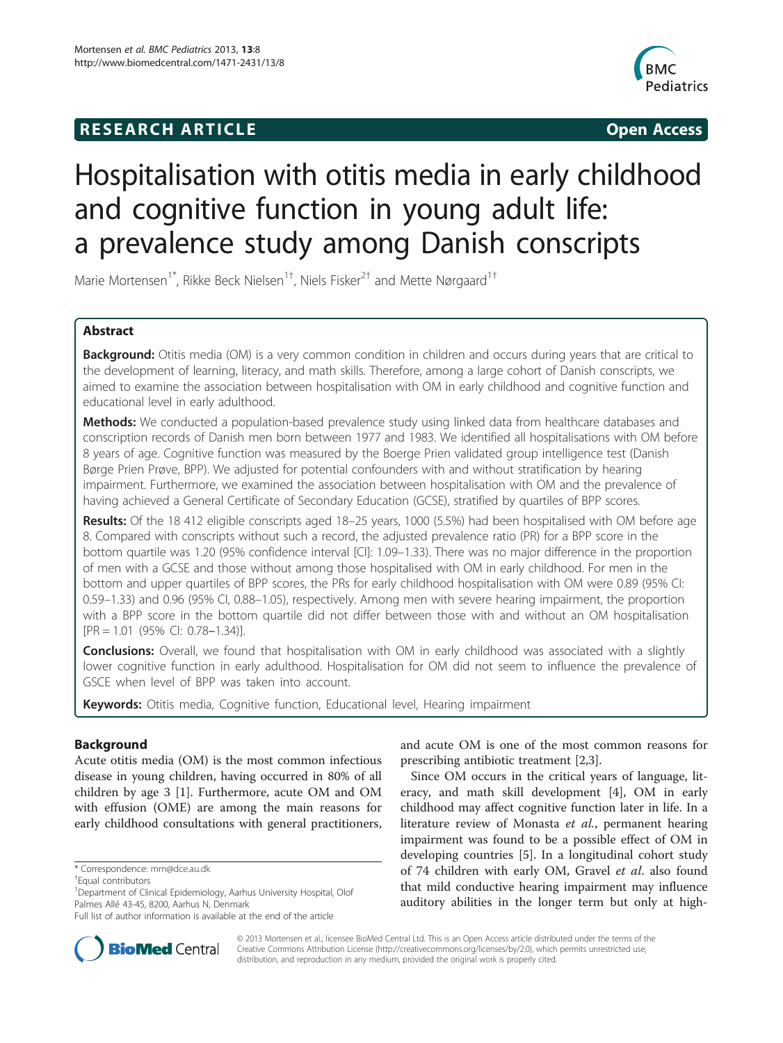**RESEARCH ARTICLE** **Open Access**

# Hospitalisation with otitis media in early childhood and cognitive function in young adult life: a prevalence study among Danish conscripts

Marie Mortensen[1*], Rikke Beck Nielsen[1†], Niels Fisker[2†] and Mette Nørgaard[1†]

## Abstract

**Background:** Otitis media (OM) is a very common condition in children and occurs during years that are critical to the development of learning, literacy, and math skills. Therefore, among a large cohort of Danish conscripts, we aimed to examine the association between hospitalisation with OM in early childhood and cognitive function and educational level in early adulthood.

**Methods:** We conducted a population-based prevalence study using linked data from healthcare databases and conscription records of Danish men born between 1977 and 1983. We identified all hospitalisations with OM before 8 years of age. Cognitive function was measured by the Boerge Prien validated group intelligence test (Danish Børge Prien Prøve, BPP). We adjusted for potential confounders with and without stratification by hearing impairment. Furthermore, we examined the association between hospitalisation with OM and the prevalence of having achieved a General Certificate of Secondary Education (GCSE), stratified by quartiles of BPP scores.

**Results:** Of the 18 412 eligible conscripts aged 18–25 years, 1000 (5.5%) had been hospitalised with OM before age 8. Compared with conscripts without such a record, the adjusted prevalence ratio (PR) for a BPP score in the bottom quartile was 1.20 (95% confidence interval [CI]: 1.09–1.33). There was no major difference in the proportion of men with a GCSE and those without among those hospitalised with OM in early childhood. For men in the bottom and upper quartiles of BPP scores, the PRs for early childhood hospitalisation with OM were 0.89 (95% CI: 0.59–1.33) and 0.96 (95% CI, 0.88–1.05), respectively. Among men with severe hearing impairment, the proportion with a BPP score in the bottom quartile did not differ between those with and without an OM hospitalisation [PR = 1.01 (95% CI: 0.78–1.34)].

**Conclusions:** Overall, we found that hospitalisation with OM in early childhood was associated with a slightly lower cognitive function in early adulthood. Hospitalisation for OM did not seem to influence the prevalence of GSCE when level of BPP was taken into account.

**Keywords:** Otitis media, Cognitive function, Educational level, Hearing impairment

## Background

Acute otitis media (OM) is the most common infectious disease in young children, having occurred in 80% of all children by age 3 [1]. Furthermore, acute OM and OM with effusion (OME) are among the main reasons for early childhood consultations with general practitioners, and acute OM is one of the most common reasons for prescribing antibiotic treatment [2,3].

Since OM occurs in the critical years of language, literacy, and math skill development [4], OM in early childhood may affect cognitive function later in life. In a literature review of Monasta *et al.*, permanent hearing impairment was found to be a possible effect of OM in developing countries [5]. In a longitudinal cohort study of 74 children with early OM, Gravel *et al.* also found that mild conductive hearing impairment may influence auditory abilities in the longer term but only at high-

\* Correspondence: mm@dce.au.dk

†Equal contributors

[1]Department of Clinical Epidemiology, Aarhus University Hospital, Olof Palmes Allé 43-45, 8200, Aarhus N, Denmark

Full list of author information is available at the end of the article

© 2013 Mortensen et al.; licensee BioMed Central Ltd. This is an Open Access article distributed under the terms of the Creative Commons Attribution License (http://creativecommons.org/licenses/by/2.0), which permits unrestricted use, distribution, and reproduction in any medium, provided the original work is properly cited.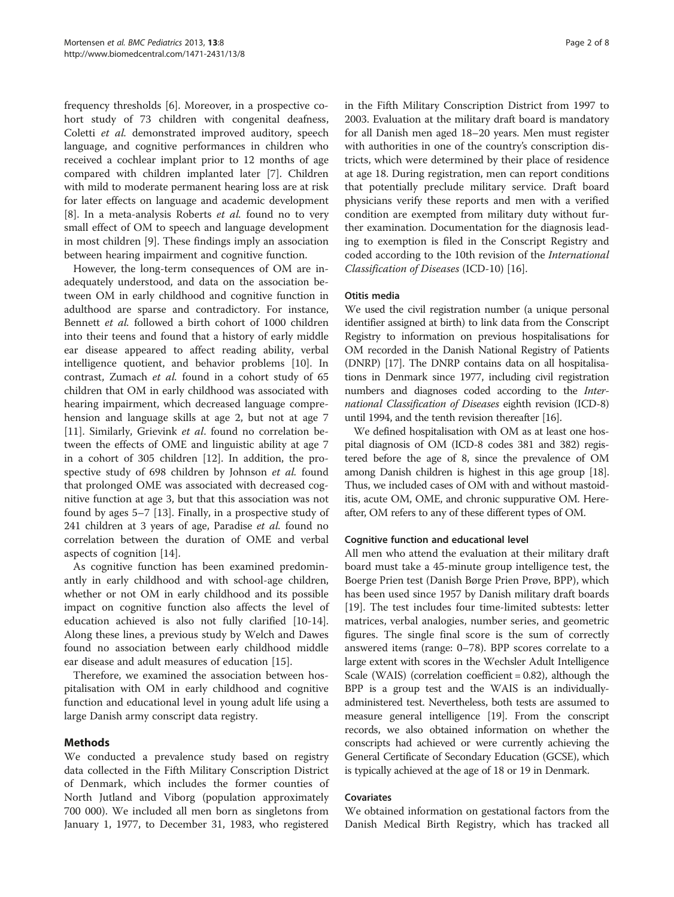frequency thresholds [6]. Moreover, in a prospective cohort study of 73 children with congenital deafness, Coletti *et al.* demonstrated improved auditory, speech language, and cognitive performances in children who received a cochlear implant prior to 12 months of age compared with children implanted later [7]. Children with mild to moderate permanent hearing loss are at risk for later effects on language and academic development [8]. In a meta-analysis Roberts *et al.* found no to very small effect of OM to speech and language development in most children [9]. These findings imply an association between hearing impairment and cognitive function.

However, the long-term consequences of OM are inadequately understood, and data on the association between OM in early childhood and cognitive function in adulthood are sparse and contradictory. For instance, Bennett *et al.* followed a birth cohort of 1000 children into their teens and found that a history of early middle ear disease appeared to affect reading ability, verbal intelligence quotient, and behavior problems [10]. In contrast, Zumach *et al.* found in a cohort study of 65 children that OM in early childhood was associated with hearing impairment, which decreased language comprehension and language skills at age 2, but not at age 7 [11]. Similarly, Grievink *et al*. found no correlation between the effects of OME and linguistic ability at age 7 in a cohort of 305 children [12]. In addition, the prospective study of 698 children by Johnson *et al.* found that prolonged OME was associated with decreased cognitive function at age 3, but that this association was not found by ages 5–7 [13]. Finally, in a prospective study of 241 children at 3 years of age, Paradise *et al.* found no correlation between the duration of OME and verbal aspects of cognition [14].

As cognitive function has been examined predominantly in early childhood and with school-age children, whether or not OM in early childhood and its possible impact on cognitive function also affects the level of education achieved is also not fully clarified [10-14]. Along these lines, a previous study by Welch and Dawes found no association between early childhood middle ear disease and adult measures of education [15].

Therefore, we examined the association between hospitalisation with OM in early childhood and cognitive function and educational level in young adult life using a large Danish army conscript data registry.

## Methods

We conducted a prevalence study based on registry data collected in the Fifth Military Conscription District of Denmark, which includes the former counties of North Jutland and Viborg (population approximately 700 000). We included all men born as singletons from January 1, 1977, to December 31, 1983, who registered in the Fifth Military Conscription District from 1997 to 2003. Evaluation at the military draft board is mandatory for all Danish men aged 18–20 years. Men must register with authorities in one of the country's conscription districts, which were determined by their place of residence at age 18. During registration, men can report conditions that potentially preclude military service. Draft board physicians verify these reports and men with a verified condition are exempted from military duty without further examination. Documentation for the diagnosis leading to exemption is filed in the Conscript Registry and coded according to the 10th revision of the *International Classification of Diseases* (ICD-10) [16].

### Otitis media

We used the civil registration number (a unique personal identifier assigned at birth) to link data from the Conscript Registry to information on previous hospitalisations for OM recorded in the Danish National Registry of Patients (DNRP) [17]. The DNRP contains data on all hospitalisations in Denmark since 1977, including civil registration numbers and diagnoses coded according to the *International Classification of Diseases* eighth revision (ICD-8) until 1994, and the tenth revision thereafter [16].

We defined hospitalisation with OM as at least one hospital diagnosis of OM (ICD-8 codes 381 and 382) registered before the age of 8, since the prevalence of OM among Danish children is highest in this age group [18]. Thus, we included cases of OM with and without mastoiditis, acute OM, OME, and chronic suppurative OM. Hereafter, OM refers to any of these different types of OM.

### Cognitive function and educational level

All men who attend the evaluation at their military draft board must take a 45-minute group intelligence test, the Boerge Prien test (Danish Børge Prien Prøve, BPP), which has been used since 1957 by Danish military draft boards [19]. The test includes four time-limited subtests: letter matrices, verbal analogies, number series, and geometric figures. The single final score is the sum of correctly answered items (range: 0–78). BPP scores correlate to a large extent with scores in the Wechsler Adult Intelligence Scale (WAIS) (correlation coefficient = 0.82), although the BPP is a group test and the WAIS is an individually-administered test. Nevertheless, both tests are assumed to measure general intelligence [19]. From the conscript records, we also obtained information on whether the conscripts had achieved or were currently achieving the General Certificate of Secondary Education (GCSE), which is typically achieved at the age of 18 or 19 in Denmark.

### Covariates

We obtained information on gestational factors from the Danish Medical Birth Registry, which has tracked all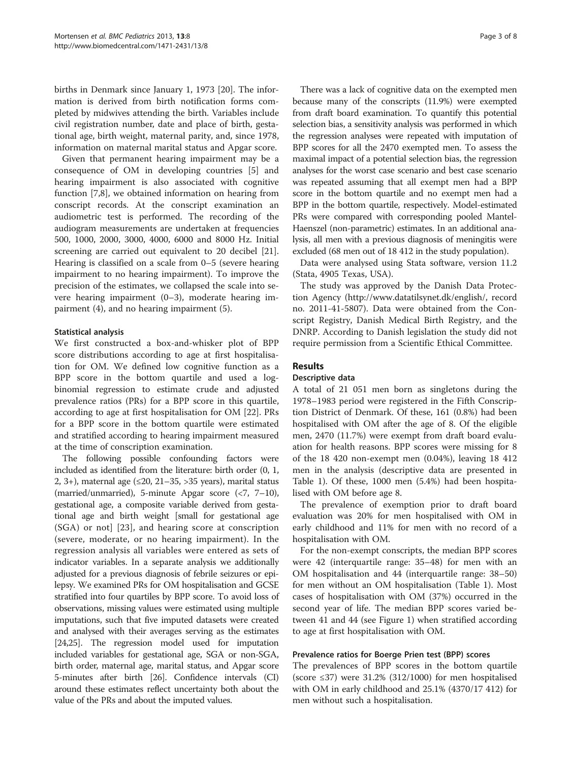births in Denmark since January 1, 1973 [20]. The information is derived from birth notification forms completed by midwives attending the birth. Variables include civil registration number, date and place of birth, gestational age, birth weight, maternal parity, and, since 1978, information on maternal marital status and Apgar score.

Given that permanent hearing impairment may be a consequence of OM in developing countries [5] and hearing impairment is also associated with cognitive function [7,8], we obtained information on hearing from conscript records. At the conscript examination an audiometric test is performed. The recording of the audiogram measurements are undertaken at frequencies 500, 1000, 2000, 3000, 4000, 6000 and 8000 Hz. Initial screening are carried out equivalent to 20 decibel [21]. Hearing is classified on a scale from 0–5 (severe hearing impairment to no hearing impairment). To improve the precision of the estimates, we collapsed the scale into severe hearing impairment (0–3), moderate hearing impairment (4), and no hearing impairment (5).

### Statistical analysis

We first constructed a box-and-whisker plot of BPP score distributions according to age at first hospitalisation for OM. We defined low cognitive function as a BPP score in the bottom quartile and used a log-binomial regression to estimate crude and adjusted prevalence ratios (PRs) for a BPP score in this quartile, according to age at first hospitalisation for OM [22]. PRs for a BPP score in the bottom quartile were estimated and stratified according to hearing impairment measured at the time of conscription examination.

The following possible confounding factors were included as identified from the literature: birth order (0, 1, 2, 3+), maternal age (≤20, 21–35, >35 years), marital status (married/unmarried), 5-minute Apgar score (<7, 7–10), gestational age, a composite variable derived from gestational age and birth weight [small for gestational age (SGA) or not] [23], and hearing score at conscription (severe, moderate, or no hearing impairment). In the regression analysis all variables were entered as sets of indicator variables. In a separate analysis we additionally adjusted for a previous diagnosis of febrile seizures or epilepsy. We examined PRs for OM hospitalisation and GCSE stratified into four quartiles by BPP score. To avoid loss of observations, missing values were estimated using multiple imputations, such that five imputed datasets were created and analysed with their averages serving as the estimates [24,25]. The regression model used for imputation included variables for gestational age, SGA or non-SGA, birth order, maternal age, marital status, and Apgar score 5-minutes after birth [26]. Confidence intervals (CI) around these estimates reflect uncertainty both about the value of the PRs and about the imputed values.

There was a lack of cognitive data on the exempted men because many of the conscripts (11.9%) were exempted from draft board examination. To quantify this potential selection bias, a sensitivity analysis was performed in which the regression analyses were repeated with imputation of BPP scores for all the 2470 exempted men. To assess the maximal impact of a potential selection bias, the regression analyses for the worst case scenario and best case scenario was repeated assuming that all exempt men had a BPP score in the bottom quartile and no exempt men had a BPP in the bottom quartile, respectively. Model-estimated PRs were compared with corresponding pooled Mantel-Haenszel (non-parametric) estimates. In an additional analysis, all men with a previous diagnosis of meningitis were excluded (68 men out of 18 412 in the study population).

Data were analysed using Stata software, version 11.2 (Stata, 4905 Texas, USA).

The study was approved by the Danish Data Protection Agency (http://www.datatilsynet.dk/english/, record no. 2011-41-5807). Data were obtained from the Conscript Registry, Danish Medical Birth Registry, and the DNRP. According to Danish legislation the study did not require permission from a Scientific Ethical Committee.

## Results

### Descriptive data

A total of 21 051 men born as singletons during the 1978–1983 period were registered in the Fifth Conscription District of Denmark. Of these, 161 (0.8%) had been hospitalised with OM after the age of 8. Of the eligible men, 2470 (11.7%) were exempt from draft board evaluation for health reasons. BPP scores were missing for 8 of the 18 420 non-exempt men (0.04%), leaving 18 412 men in the analysis (descriptive data are presented in Table 1). Of these, 1000 men (5.4%) had been hospitalised with OM before age 8.

The prevalence of exemption prior to draft board evaluation was 20% for men hospitalised with OM in early childhood and 11% for men with no record of a hospitalisation with OM.

For the non-exempt conscripts, the median BPP scores were 42 (interquartile range: 35–48) for men with an OM hospitalisation and 44 (interquartile range: 38–50) for men without an OM hospitalisation (Table 1). Most cases of hospitalisation with OM (37%) occurred in the second year of life. The median BPP scores varied between 41 and 44 (see Figure 1) when stratified according to age at first hospitalisation with OM.

### Prevalence ratios for Boerge Prien test (BPP) scores

The prevalences of BPP scores in the bottom quartile (score ≤37) were 31.2% (312/1000) for men hospitalised with OM in early childhood and 25.1% (4370/17 412) for men without such a hospitalisation.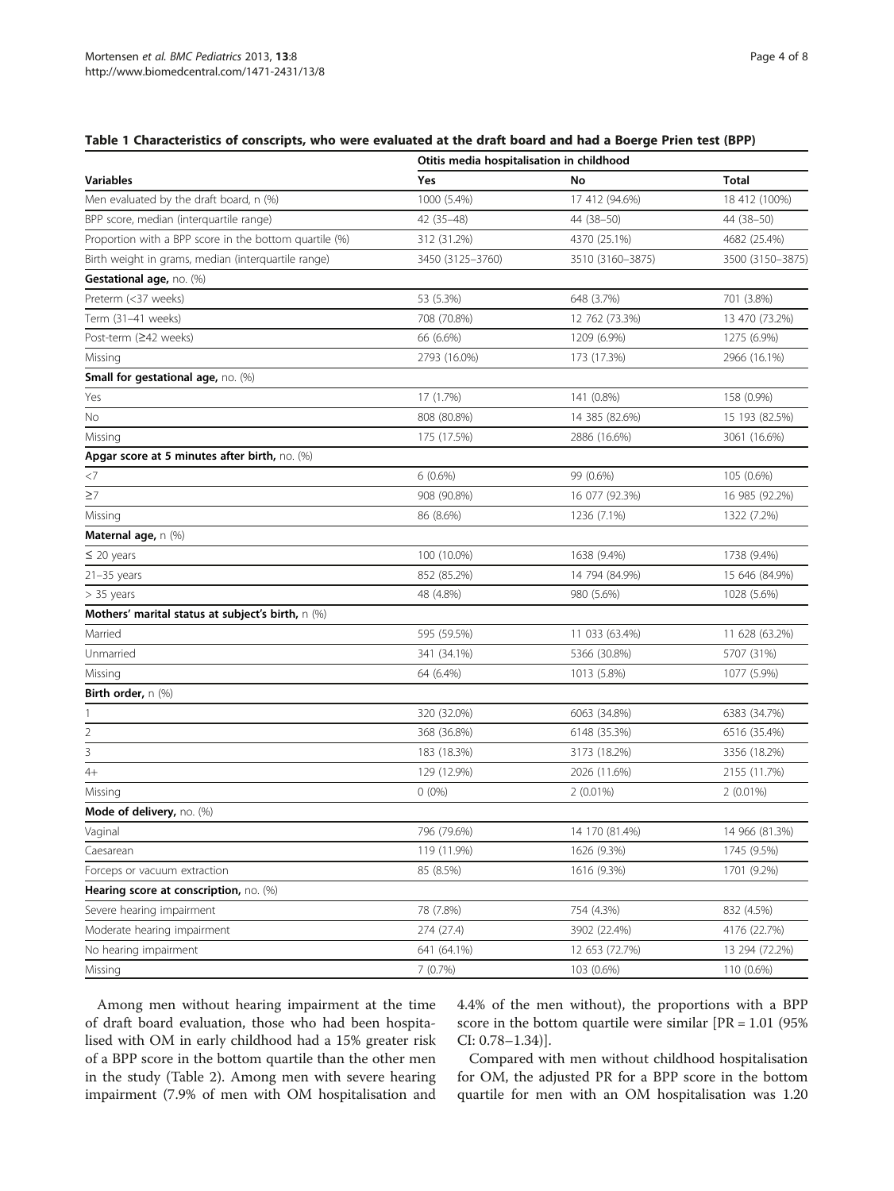**Table 1 Characteristics of conscripts, who were evaluated at the draft board and had a Boerge Prien test (BPP)**

| Variables | Otitis media hospitalisation in childhood | | |
|---|---|---|---|
| | Yes | No | Total |
| Men evaluated by the draft board, n (%) | 1000 (5.4%) | 17 412 (94.6%) | 18 412 (100%) |
| BPP score, median (interquartile range) | 42 (35–48) | 44 (38–50) | 44 (38–50) |
| Proportion with a BPP score in the bottom quartile (%) | 312 (31.2%) | 4370 (25.1%) | 4682 (25.4%) |
| Birth weight in grams, median (interquartile range) | 3450 (3125–3760) | 3510 (3160–3875) | 3500 (3150–3875) |
| **Gestational age,** no. (%) | | | |
| Preterm (<37 weeks) | 53 (5.3%) | 648 (3.7%) | 701 (3.8%) |
| Term (31–41 weeks) | 708 (70.8%) | 12 762 (73.3%) | 13 470 (73.2%) |
| Post-term (≥42 weeks) | 66 (6.6%) | 1209 (6.9%) | 1275 (6.9%) |
| Missing | 2793 (16.0%) | 173 (17.3%) | 2966 (16.1%) |
| **Small for gestational age,** no. (%) | | | |
| Yes | 17 (1.7%) | 141 (0.8%) | 158 (0.9%) |
| No | 808 (80.8%) | 14 385 (82.6%) | 15 193 (82.5%) |
| Missing | 175 (17.5%) | 2886 (16.6%) | 3061 (16.6%) |
| **Apgar score at 5 minutes after birth,** no. (%) | | | |
| <7 | 6 (0.6%) | 99 (0.6%) | 105 (0.6%) |
| ≥7 | 908 (90.8%) | 16 077 (92.3%) | 16 985 (92.2%) |
| Missing | 86 (8.6%) | 1236 (7.1%) | 1322 (7.2%) |
| **Maternal age,** n (%) | | | |
| ≤ 20 years | 100 (10.0%) | 1638 (9.4%) | 1738 (9.4%) |
| 21–35 years | 852 (85.2%) | 14 794 (84.9%) | 15 646 (84.9%) |
| > 35 years | 48 (4.8%) | 980 (5.6%) | 1028 (5.6%) |
| **Mothers' marital status at subject's birth,** n (%) | | | |
| Married | 595 (59.5%) | 11 033 (63.4%) | 11 628 (63.2%) |
| Unmarried | 341 (34.1%) | 5366 (30.8%) | 5707 (31%) |
| Missing | 64 (6.4%) | 1013 (5.8%) | 1077 (5.9%) |
| **Birth order,** n (%) | | | |
| 1 | 320 (32.0%) | 6063 (34.8%) | 6383 (34.7%) |
| 2 | 368 (36.8%) | 6148 (35.3%) | 6516 (35.4%) |
| 3 | 183 (18.3%) | 3173 (18.2%) | 3356 (18.2%) |
| 4+ | 129 (12.9%) | 2026 (11.6%) | 2155 (11.7%) |
| Missing | 0 (0%) | 2 (0.01%) | 2 (0.01%) |
| **Mode of delivery,** no. (%) | | | |
| Vaginal | 796 (79.6%) | 14 170 (81.4%) | 14 966 (81.3%) |
| Caesarean | 119 (11.9%) | 1626 (9.3%) | 1745 (9.5%) |
| Forceps or vacuum extraction | 85 (8.5%) | 1616 (9.3%) | 1701 (9.2%) |
| **Hearing score at conscription,** no. (%) | | | |
| Severe hearing impairment | 78 (7.8%) | 754 (4.3%) | 832 (4.5%) |
| Moderate hearing impairment | 274 (27.4) | 3902 (22.4%) | 4176 (22.7%) |
| No hearing impairment | 641 (64.1%) | 12 653 (72.7%) | 13 294 (72.2%) |
| Missing | 7 (0.7%) | 103 (0.6%) | 110 (0.6%) |

Among men without hearing impairment at the time of draft board evaluation, those who had been hospitalised with OM in early childhood had a 15% greater risk of a BPP score in the bottom quartile than the other men in the study (Table 2). Among men with severe hearing impairment (7.9% of men with OM hospitalisation and 4.4% of the men without), the proportions with a BPP score in the bottom quartile were similar [PR = 1.01 (95% CI: 0.78–1.34)].

Compared with men without childhood hospitalisation for OM, the adjusted PR for a BPP score in the bottom quartile for men with an OM hospitalisation was 1.20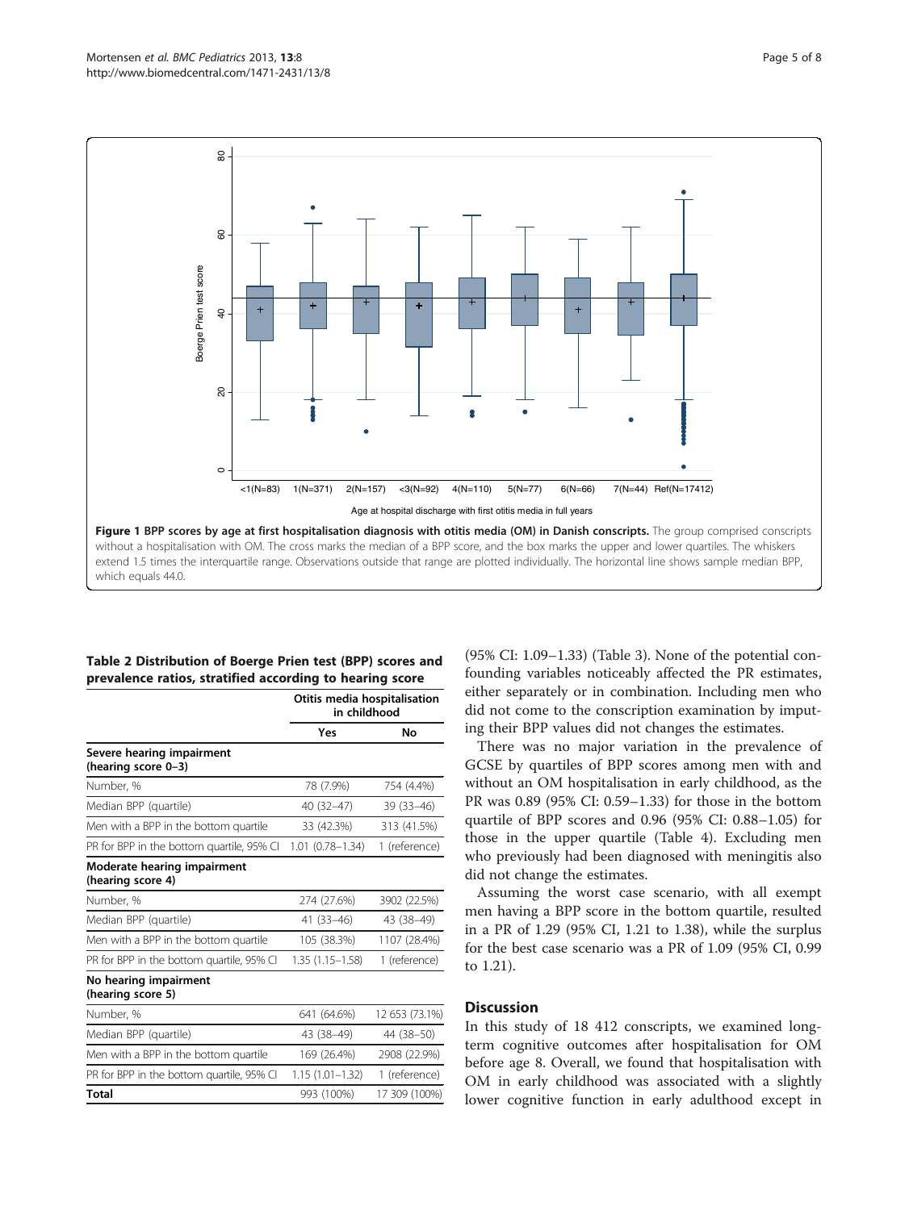**Figure 1 BPP scores by age at first hospitalisation diagnosis with otitis media (OM) in Danish conscripts.** The group comprised conscripts without a hospitalisation with OM. The cross marks the median of a BPP score, and the box marks the upper and lower quartiles. The whiskers extend 1.5 times the interquartile range. Observations outside that range are plotted individually. The horizontal line shows sample median BPP, which equals 44.0.

**Table 2 Distribution of Boerge Prien test (BPP) scores and prevalence ratios, stratified according to hearing score**

| | Otitis media hospitalisation in childhood | |
|---|---|---|
| | Yes | No |
| **Severe hearing impairment (hearing score 0–3)** | | |
| Number, % | 78 (7.9%) | 754 (4.4%) |
| Median BPP (quartile) | 40 (32–47) | 39 (33–46) |
| Men with a BPP in the bottom quartile | 33 (42.3%) | 313 (41.5%) |
| PR for BPP in the bottom quartile, 95% CI | 1.01 (0.78–1.34) | 1 (reference) |
| **Moderate hearing impairment (hearing score 4)** | | |
| Number, % | 274 (27.6%) | 3902 (22.5%) |
| Median BPP (quartile) | 41 (33–46) | 43 (38–49) |
| Men with a BPP in the bottom quartile | 105 (38.3%) | 1107 (28.4%) |
| PR for BPP in the bottom quartile, 95% CI | 1.35 (1.15–1.58) | 1 (reference) |
| **No hearing impairment (hearing score 5)** | | |
| Number, % | 641 (64.6%) | 12 653 (73.1%) |
| Median BPP (quartile) | 43 (38–49) | 44 (38–50) |
| Men with a BPP in the bottom quartile | 169 (26.4%) | 2908 (22.9%) |
| PR for BPP in the bottom quartile, 95% CI | 1.15 (1.01–1.32) | 1 (reference) |
| **Total** | 993 (100%) | 17 309 (100%) |

(95% CI: 1.09–1.33) (Table 3). None of the potential confounding variables noticeably affected the PR estimates, either separately or in combination. Including men who did not come to the conscription examination by imputing their BPP values did not changes the estimates.

There was no major variation in the prevalence of GCSE by quartiles of BPP scores among men with and without an OM hospitalisation in early childhood, as the PR was 0.89 (95% CI: 0.59–1.33) for those in the bottom quartile of BPP scores and 0.96 (95% CI: 0.88–1.05) for those in the upper quartile (Table 4). Excluding men who previously had been diagnosed with meningitis also did not change the estimates.

Assuming the worst case scenario, with all exempt men having a BPP score in the bottom quartile, resulted in a PR of 1.29 (95% CI, 1.21 to 1.38), while the surplus for the best case scenario was a PR of 1.09 (95% CI, 0.99 to 1.21).

## Discussion

In this study of 18 412 conscripts, we examined long-term cognitive outcomes after hospitalisation for OM before age 8. Overall, we found that hospitalisation with OM in early childhood was associated with a slightly lower cognitive function in early adulthood except in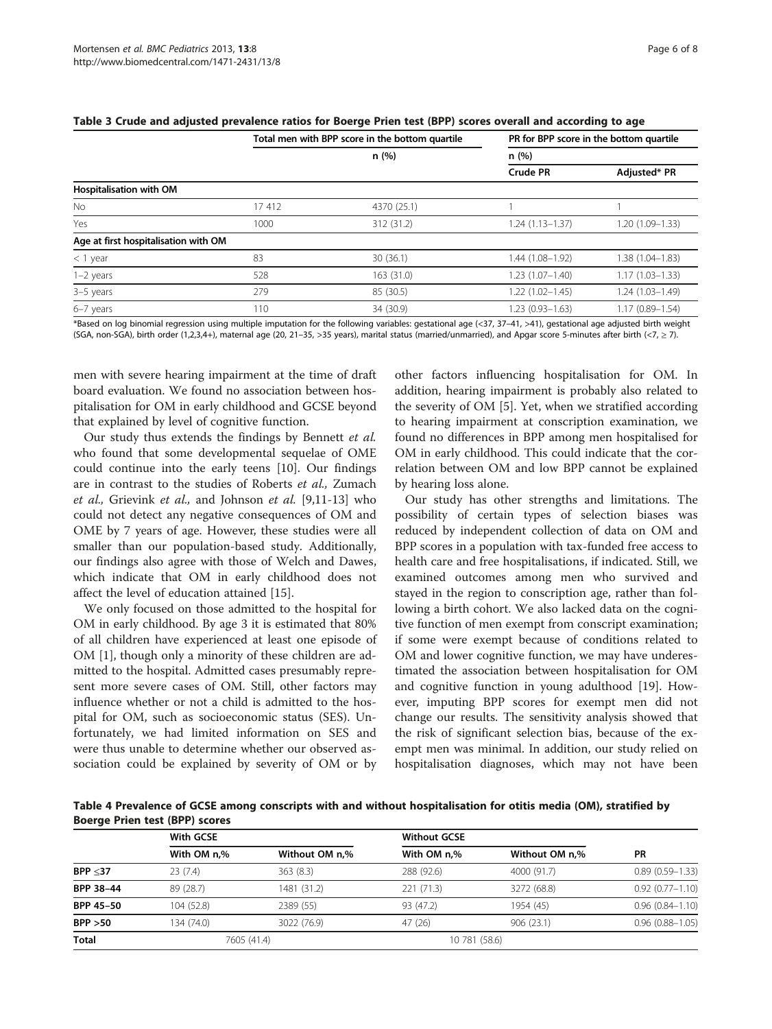**Table 3 Crude and adjusted prevalence ratios for Boerge Prien test (BPP) scores overall and according to age**

| | Total | men with BPP score in the bottom quartile | PR for BPP score in the bottom quartile | |
|---|---|---|---|---|
| | | n (%) | n (%) | |
| | | | Crude PR | Adjusted* PR |
| **Hospitalisation with OM** | | | | |
| No | 17 412 | 4370 (25.1) | 1 | 1 |
| Yes | 1000 | 312 (31.2) | 1.24 (1.13–1.37) | 1.20 (1.09–1.33) |
| **Age at first hospitalisation with OM** | | | | |
| < 1 year | 83 | 30 (36.1) | 1.44 (1.08–1.92) | 1.38 (1.04–1.83) |
| 1–2 years | 528 | 163 (31.0) | 1.23 (1.07–1.40) | 1.17 (1.03–1.33) |
| 3–5 years | 279 | 85 (30.5) | 1.22 (1.02–1.45) | 1.24 (1.03–1.49) |
| 6–7 years | 110 | 34 (30.9) | 1.23 (0.93–1.63) | 1.17 (0.89–1.54) |

*Based on log binomial regression using multiple imputation for the following variables: gestational age (<37, 37–41, >41), gestational age adjusted birth weight (SGA, non-SGA), birth order (1,2,3,4+), maternal age (20, 21–35, >35 years), marital status (married/unmarried), and Apgar score 5-minutes after birth (<7, ≥ 7).

men with severe hearing impairment at the time of draft board evaluation. We found no association between hospitalisation for OM in early childhood and GCSE beyond that explained by level of cognitive function.

Our study thus extends the findings by Bennett *et al.* who found that some developmental sequelae of OME could continue into the early teens [10]. Our findings are in contrast to the studies of Roberts *et al.,* Zumach *et al.,* Grievink *et al.,* and Johnson *et al.* [9,11-13] who could not detect any negative consequences of OM and OME by 7 years of age. However, these studies were all smaller than our population-based study. Additionally, our findings also agree with those of Welch and Dawes, which indicate that OM in early childhood does not affect the level of education attained [15].

We only focused on those admitted to the hospital for OM in early childhood. By age 3 it is estimated that 80% of all children have experienced at least one episode of OM [1], though only a minority of these children are admitted to the hospital. Admitted cases presumably represent more severe cases of OM. Still, other factors may influence whether or not a child is admitted to the hospital for OM, such as socioeconomic status (SES). Unfortunately, we had limited information on SES and were thus unable to determine whether our observed association could be explained by severity of OM or by other factors influencing hospitalisation for OM. In addition, hearing impairment is probably also related to the severity of OM [5]. Yet, when we stratified according to hearing impairment at conscription examination, we found no differences in BPP among men hospitalised for OM in early childhood. This could indicate that the correlation between OM and low BPP cannot be explained by hearing loss alone.

Our study has other strengths and limitations. The possibility of certain types of selection biases was reduced by independent collection of data on OM and BPP scores in a population with tax-funded free access to health care and free hospitalisations, if indicated. Still, we examined outcomes among men who survived and stayed in the region to conscription age, rather than following a birth cohort. We also lacked data on the cognitive function of men exempt from conscript examination; if some were exempt because of conditions related to OM and lower cognitive function, we may have underestimated the association between hospitalisation for OM and cognitive function in young adulthood [19]. However, imputing BPP scores for exempt men did not change our results. The sensitivity analysis showed that the risk of significant selection bias, because of the exempt men was minimal. In addition, our study relied on hospitalisation diagnoses, which may not have been

**Table 4 Prevalence of GCSE among conscripts with and without hospitalisation for otitis media (OM), stratified by Boerge Prien test (BPP) scores**

| | With GCSE | | Without GCSE | | |
|---|---|---|---|---|---|
| | With OM n,% | Without OM n,% | With OM n,% | Without OM n,% | PR |
| **BPP ≤37** | 23 (7.4) | 363 (8.3) | 288 (92.6) | 4000 (91.7) | 0.89 (0.59–1.33) |
| **BPP 38–44** | 89 (28.7) | 1481 (31.2) | 221 (71.3) | 3272 (68.8) | 0.92 (0.77–1.10) |
| **BPP 45–50** | 104 (52.8) | 2389 (55) | 93 (47.2) | 1954 (45) | 0.96 (0.84–1.10) |
| **BPP >50** | 134 (74.0) | 3022 (76.9) | 47 (26) | 906 (23.1) | 0.96 (0.88–1.05) |
| **Total** | 7605 (41.4) | | 10 781 (58.6) | | |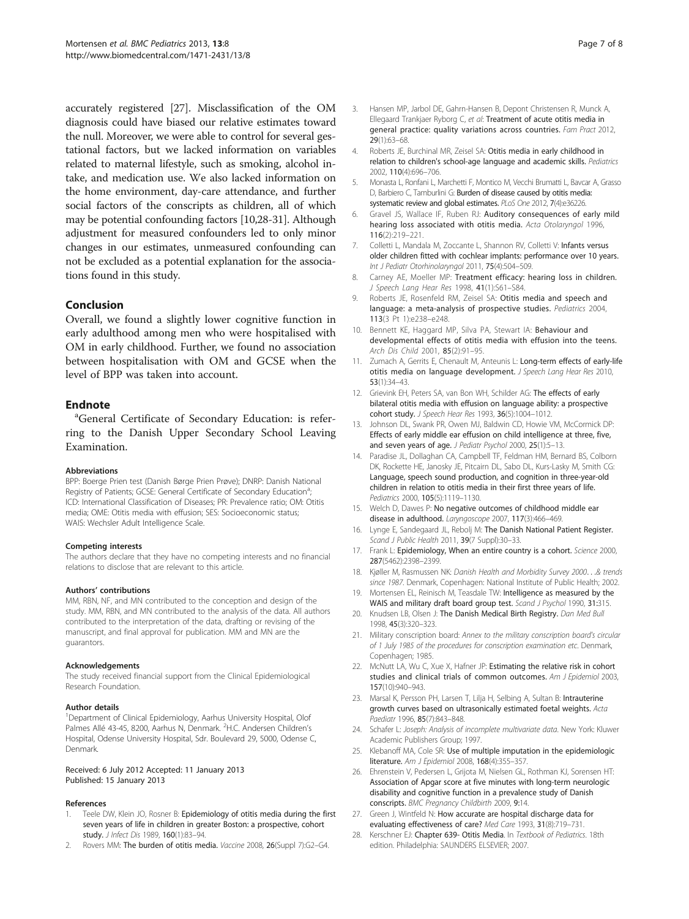accurately registered [27]. Misclassification of the OM diagnosis could have biased our relative estimates toward the null. Moreover, we were able to control for several gestational factors, but we lacked information on variables related to maternal lifestyle, such as smoking, alcohol intake, and medication use. We also lacked information on the home environment, day-care attendance, and further social factors of the conscripts as children, all of which may be potential confounding factors [10,28-31]. Although adjustment for measured confounders led to only minor changes in our estimates, unmeasured confounding can not be excluded as a potential explanation for the associations found in this study.

## Conclusion

Overall, we found a slightly lower cognitive function in early adulthood among men who were hospitalised with OM in early childhood. Further, we found no association between hospitalisation with OM and GCSE when the level of BPP was taken into account.

## Endnote

[a]General Certificate of Secondary Education: is referring to the Danish Upper Secondary School Leaving Examination.

#### Abbreviations

BPP: Boerge Prien test (Danish Børge Prien Prøve); DNRP: Danish National Registry of Patients; GCSE: General Certificate of Secondary Education[a]; ICD: International Classification of Diseases; PR: Prevalence ratio; OM: Otitis media; OME: Otitis media with effusion; SES: Socioeconomic status; WAIS: Wechsler Adult Intelligence Scale.

#### Competing interests

The authors declare that they have no competing interests and no financial relations to disclose that are relevant to this article.

#### Authors' contributions

MM, RBN, NF, and MN contributed to the conception and design of the study. MM, RBN, and MN contributed to the analysis of the data. All authors contributed to the interpretation of the data, drafting or revising of the manuscript, and final approval for publication. MM and MN are the guarantors.

#### Acknowledgements

The study received financial support from the Clinical Epidemiological Research Foundation.

#### Author details

[1]Department of Clinical Epidemiology, Aarhus University Hospital, Olof Palmes Allé 43-45, 8200, Aarhus N, Denmark. [2]H.C. Andersen Children's Hospital, Odense University Hospital, Sdr. Boulevard 29, 5000, Odense C, Denmark.

Received: 6 July 2012 Accepted: 11 January 2013
Published: 15 January 2013

#### References

1. Teele DW, Klein JO, Rosner B: **Epidemiology of otitis media during the first seven years of life in children in greater Boston: a prospective, cohort study.** *J Infect Dis* 1989, **160**(1):83–94.
2. Rovers MM: **The burden of otitis media.** *Vaccine* 2008, **26**(Suppl 7):G2–G4.
3. Hansen MP, Jarbol DE, Gahrn-Hansen B, Depont Christensen R, Munck A, Ellegaard Trankjaer Ryborg C, *et al*: **Treatment of acute otitis media in general practice: quality variations across countries.** *Fam Pract* 2012, **29**(1):63–68.
4. Roberts JE, Burchinal MR, Zeisel SA: **Otitis media in early childhood in relation to children's school-age language and academic skills.** *Pediatrics* 2002, **110**(4):696–706.
5. Monasta L, Ronfani L, Marchetti F, Montico M, Vecchi Brumatti L, Bavcar A, Grasso D, Barbiero C, Tamburlini G: **Burden of disease caused by otitis media: systematic review and global estimates.** *PLoS One* 2012, **7**(4):e36226.
6. Gravel JS, Wallace IF, Ruben RJ: **Auditory consequences of early mild hearing loss associated with otitis media.** *Acta Otolaryngol* 1996, **116**(2):219–221.
7. Colletti L, Mandala M, Zoccante L, Shannon RV, Colletti V: **Infants versus older children fitted with cochlear implants: performance over 10 years.** *Int J Pediatr Otorhinolaryngol* 2011, **75**(4):504–509.
8. Carney AE, Moeller MP: **Treatment efficacy: hearing loss in children.** *J Speech Lang Hear Res* 1998, **41**(1):S61–S84.
9. Roberts JE, Rosenfeld RM, Zeisel SA: **Otitis media and speech and language: a meta-analysis of prospective studies.** *Pediatrics* 2004, **113**(3 Pt 1):e238–e248.
10. Bennett KE, Haggard MP, Silva PA, Stewart IA: **Behaviour and developmental effects of otitis media with effusion into the teens.** *Arch Dis Child* 2001, **85**(2):91–95.
11. Zumach A, Gerrits E, Chenault M, Anteunis L: **Long-term effects of early-life otitis media on language development.** *J Speech Lang Hear Res* 2010, **53**(1):34–43.
12. Grievink EH, Peters SA, van Bon WH, Schilder AG: **The effects of early bilateral otitis media with effusion on language ability: a prospective cohort study.** *J Speech Hear Res* 1993, **36**(5):1004–1012.
13. Johnson DL, Swank PR, Owen MJ, Baldwin CD, Howie VM, McCormick DP: **Effects of early middle ear effusion on child intelligence at three, five, and seven years of age.** *J Pediatr Psychol* 2000, **25**(1):5–13.
14. Paradise JL, Dollaghan CA, Campbell TF, Feldman HM, Bernard BS, Colborn DK, Rockette HE, Janosky JE, Pitcairn DL, Sabo DL, Kurs-Lasky M, Smith CG: **Language, speech sound production, and cognition in three-year-old children in relation to otitis media in their first three years of life.** *Pediatrics* 2000, **105**(5):1119–1130.
15. Welch D, Dawes P: **No negative outcomes of childhood middle ear disease in adulthood.** *Laryngoscope* 2007, **117**(3):466–469.
16. Lynge E, Sandegaard JL, Rebolj M: **The Danish National Patient Register.** *Scand J Public Health* 2011, **39**(7 Suppl):30–33.
17. Frank L: **Epidemiology, When an entire country is a cohort.** *Science* 2000, **287**(5462):2398–2399.
18. Kjøller M, Rasmussen NK: *Danish Health and Morbidity Survey 2000. . .& trends since 1987.* Denmark, Copenhagen: National Institute of Public Health; 2002.
19. Mortensen EL, Reinisch M, Teasdale TW: **Intelligence as measured by the WAIS and military draft board group test.** *Scand J Psychol* 1990, **31**:315.
20. Knudsen LB, Olsen J: **The Danish Medical Birth Registry.** *Dan Med Bull* 1998, **45**(3):320–323.
21. Military conscription board: *Annex to the military conscription board's circular of 1 July 1985 of the procedures for conscription examination etc.* Denmark, Copenhagen; 1985.
22. McNutt LA, Wu C, Xue X, Hafner JP: **Estimating the relative risk in cohort studies and clinical trials of common outcomes.** *Am J Epidemiol* 2003, **157**(10):940–943.
23. Marsal K, Persson PH, Larsen T, Lilja H, Selbing A, Sultan B: **Intrauterine growth curves based on ultrasonically estimated foetal weights.** *Acta Paediatr* 1996, **85**(7):843–848.
24. Schafer L: *Joseph: Analysis of incomplete multivariate data.* New York: Kluwer Academic Publishers Group; 1997.
25. Klebanoff MA, Cole SR: **Use of multiple imputation in the epidemiologic literature.** *Am J Epidemiol* 2008, **168**(4):355–357.
26. Ehrenstein V, Pedersen L, Grijota M, Nielsen GL, Rothman KJ, Sorensen HT: **Association of Apgar score at five minutes with long-term neurologic disability and cognitive function in a prevalence study of Danish conscripts.** *BMC Pregnancy Childbirth* 2009, **9**:14.
27. Green J, Wintfeld N: **How accurate are hospital discharge data for evaluating effectiveness of care?** *Med Care* 1993, **31**(8):719–731.
28. Kerschner EJ: **Chapter 639- Otitis Media.** In *Textbook of Pediatrics.* 18th edition. Philadelphia: SAUNDERS ELSEVIER; 2007.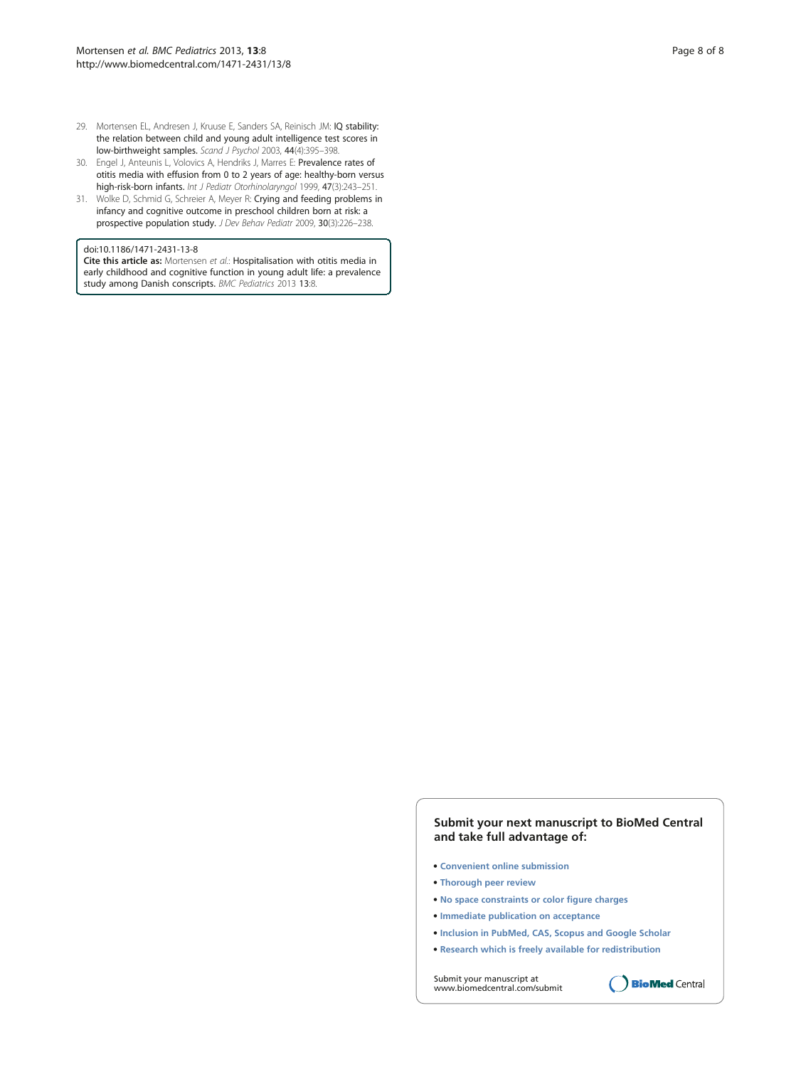29. Mortensen EL, Andresen J, Kruuse E, Sanders SA, Reinisch JM: **IQ stability: the relation between child and young adult intelligence test scores in low-birthweight samples.** *Scand J Psychol* 2003, **44**(4):395–398.
30. Engel J, Anteunis L, Volovics A, Hendriks J, Marres E: **Prevalence rates of otitis media with effusion from 0 to 2 years of age: healthy-born versus high-risk-born infants.** *Int J Pediatr Otorhinolaryngol* 1999, **47**(3):243–251.
31. Wolke D, Schmid G, Schreier A, Meyer R: **Crying and feeding problems in infancy and cognitive outcome in preschool children born at risk: a prospective population study.** *J Dev Behav Pediatr* 2009, **30**(3):226–238.

doi:10.1186/1471-2431-13-8
**Cite this article as:** Mortensen *et al.*: **Hospitalisation with otitis media in early childhood and cognitive function in young adult life: a prevalence study among Danish conscripts.** *BMC Pediatrics* 2013 **13**:8.

**Submit your next manuscript to BioMed Central and take full advantage of:**

- **Convenient online submission**
- **Thorough peer review**
- **No space constraints or color figure charges**
- **Immediate publication on acceptance**
- **Inclusion in PubMed, CAS, Scopus and Google Scholar**
- **Research which is freely available for redistribution**

Submit your manuscript at
www.biomedcentral.com/submit

BioMed Central